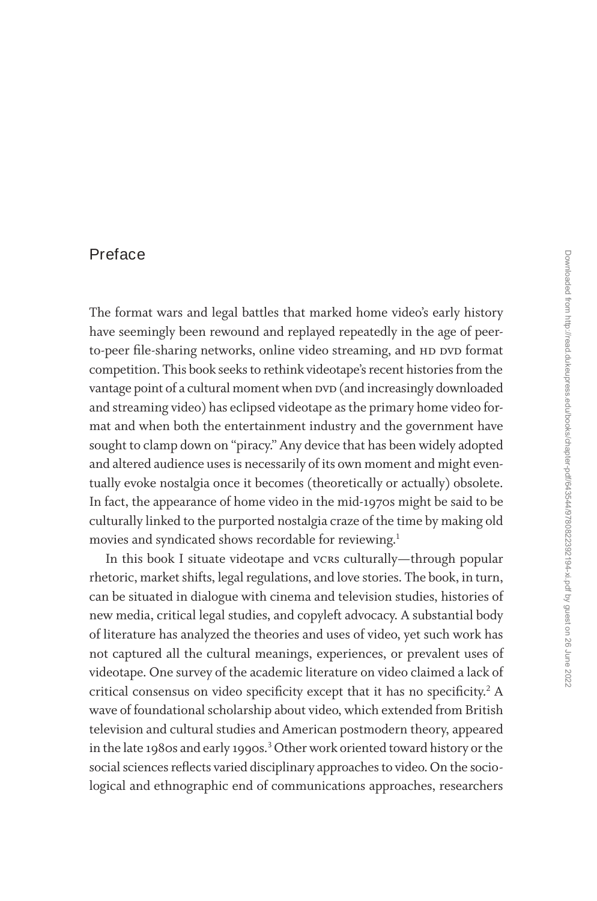# Preface

The format wars and legal battles that marked home video's early history have seemingly been rewound and replayed repeatedly in the age of peer-to-peer file-sharing networks, online video streaming, and HD DVD format competition. This book seeks to rethink videotape's recent histories from the vantage point of a cultural moment when DVD (and increasingly downloaded and streaming video) has eclipsed videotape as the primary home video format and when both the entertainment industry and the government have sought to clamp down on "piracy." Any device that has been widely adopted and altered audience uses is necessarily of its own moment and might eventually evoke nostalgia once it becomes (theoretically or actually) obsolete. In fact, the appearance of home video in the mid-1970s might be said to be culturally linked to the purported nostalgia craze of the time by making old movies and syndicated shows recordable for reviewing.[1]

In this book I situate videotape and VCRs culturally—through popular rhetoric, market shifts, legal regulations, and love stories. The book, in turn, can be situated in dialogue with cinema and television studies, histories of new media, critical legal studies, and copyleft advocacy. A substantial body of literature has analyzed the theories and uses of video, yet such work has not captured all the cultural meanings, experiences, or prevalent uses of videotape. One survey of the academic literature on video claimed a lack of critical consensus on video specificity except that it has no specificity.[2] A wave of foundational scholarship about video, which extended from British television and cultural studies and American postmodern theory, appeared in the late 1980s and early 1990s.[3] Other work oriented toward history or the social sciences reflects varied disciplinary approaches to video. On the sociological and ethnographic end of communications approaches, researchers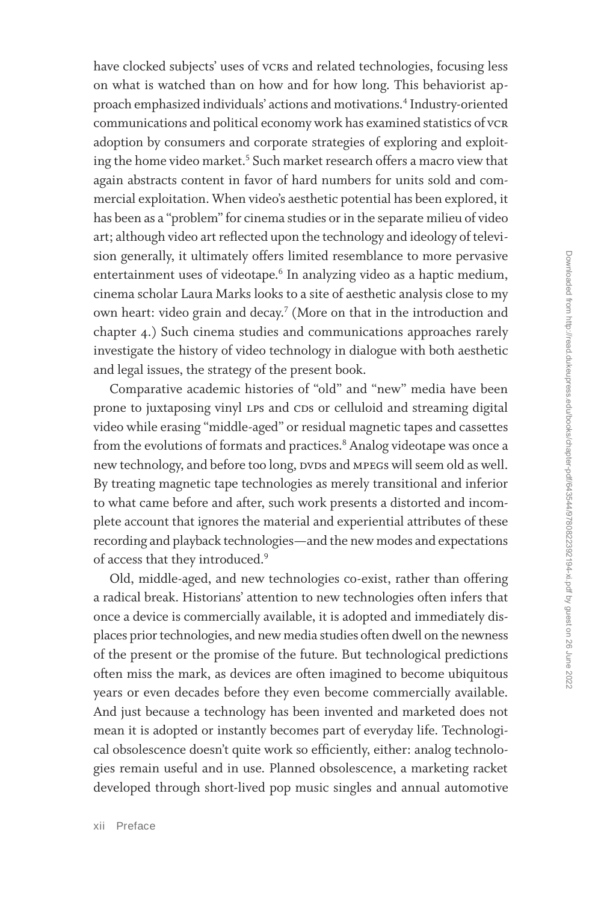have clocked subjects' uses of VCRs and related technologies, focusing less on what is watched than on how and for how long. This behaviorist approach emphasized individuals' actions and motivations.[4] Industry-oriented communications and political economy work has examined statistics of VCR adoption by consumers and corporate strategies of exploring and exploiting the home video market.[5] Such market research offers a macro view that again abstracts content in favor of hard numbers for units sold and commercial exploitation. When video's aesthetic potential has been explored, it has been as a "problem" for cinema studies or in the separate milieu of video art; although video art reflected upon the technology and ideology of television generally, it ultimately offers limited resemblance to more pervasive entertainment uses of videotape.[6] In analyzing video as a haptic medium, cinema scholar Laura Marks looks to a site of aesthetic analysis close to my own heart: video grain and decay.[7] (More on that in the introduction and chapter 4.) Such cinema studies and communications approaches rarely investigate the history of video technology in dialogue with both aesthetic and legal issues, the strategy of the present book.

Comparative academic histories of "old" and "new" media have been prone to juxtaposing vinyl LPs and CDs or celluloid and streaming digital video while erasing "middle-aged" or residual magnetic tapes and cassettes from the evolutions of formats and practices.[8] Analog videotape was once a new technology, and before too long, DVDs and MPEGs will seem old as well. By treating magnetic tape technologies as merely transitional and inferior to what came before and after, such work presents a distorted and incomplete account that ignores the material and experiential attributes of these recording and playback technologies—and the new modes and expectations of access that they introduced.[9]

Old, middle-aged, and new technologies co-exist, rather than offering a radical break. Historians' attention to new technologies often infers that once a device is commercially available, it is adopted and immediately displaces prior technologies, and new media studies often dwell on the newness of the present or the promise of the future. But technological predictions often miss the mark, as devices are often imagined to become ubiquitous years or even decades before they even become commercially available. And just because a technology has been invented and marketed does not mean it is adopted or instantly becomes part of everyday life. Technological obsolescence doesn't quite work so efficiently, either: analog technologies remain useful and in use. Planned obsolescence, a marketing racket developed through short-lived pop music singles and annual automotive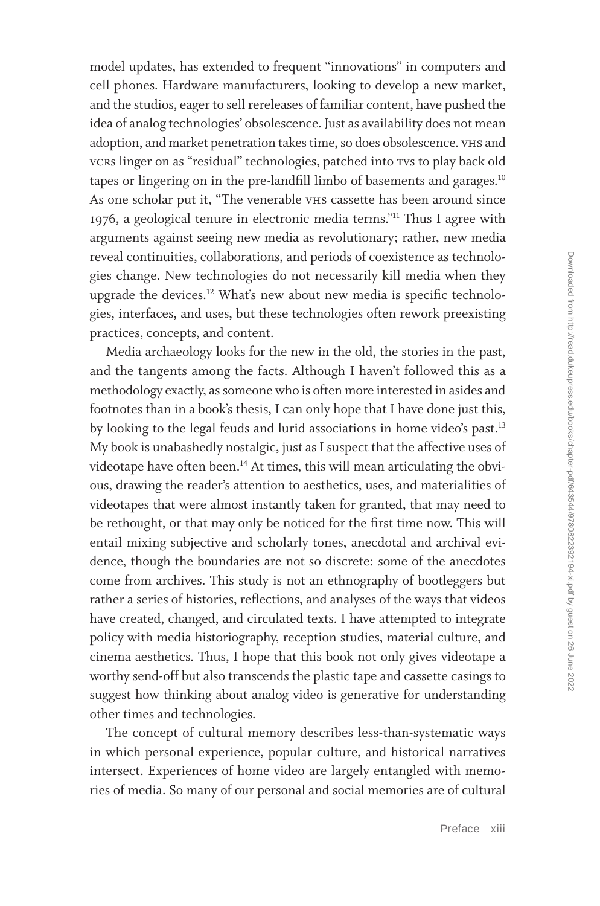model updates, has extended to frequent "innovations" in computers and cell phones. Hardware manufacturers, looking to develop a new market, and the studios, eager to sell rereleases of familiar content, have pushed the idea of analog technologies' obsolescence. Just as availability does not mean adoption, and market penetration takes time, so does obsolescence. VHS and VCRs linger on as "residual" technologies, patched into TVs to play back old tapes or lingering on in the pre-landfill limbo of basements and garages.[10] As one scholar put it, "The venerable VHS cassette has been around since 1976, a geological tenure in electronic media terms."[11] Thus I agree with arguments against seeing new media as revolutionary; rather, new media reveal continuities, collaborations, and periods of coexistence as technologies change. New technologies do not necessarily kill media when they upgrade the devices.[12] What's new about new media is specific technologies, interfaces, and uses, but these technologies often rework preexisting practices, concepts, and content.

Media archaeology looks for the new in the old, the stories in the past, and the tangents among the facts. Although I haven't followed this as a methodology exactly, as someone who is often more interested in asides and footnotes than in a book's thesis, I can only hope that I have done just this, by looking to the legal feuds and lurid associations in home video's past.[13] My book is unabashedly nostalgic, just as I suspect that the affective uses of videotape have often been.[14] At times, this will mean articulating the obvious, drawing the reader's attention to aesthetics, uses, and materialities of videotapes that were almost instantly taken for granted, that may need to be rethought, or that may only be noticed for the first time now. This will entail mixing subjective and scholarly tones, anecdotal and archival evidence, though the boundaries are not so discrete: some of the anecdotes come from archives. This study is not an ethnography of bootleggers but rather a series of histories, reflections, and analyses of the ways that videos have created, changed, and circulated texts. I have attempted to integrate policy with media historiography, reception studies, material culture, and cinema aesthetics. Thus, I hope that this book not only gives videotape a worthy send-off but also transcends the plastic tape and cassette casings to suggest how thinking about analog video is generative for understanding other times and technologies.

The concept of cultural memory describes less-than-systematic ways in which personal experience, popular culture, and historical narratives intersect. Experiences of home video are largely entangled with memories of media. So many of our personal and social memories are of cultural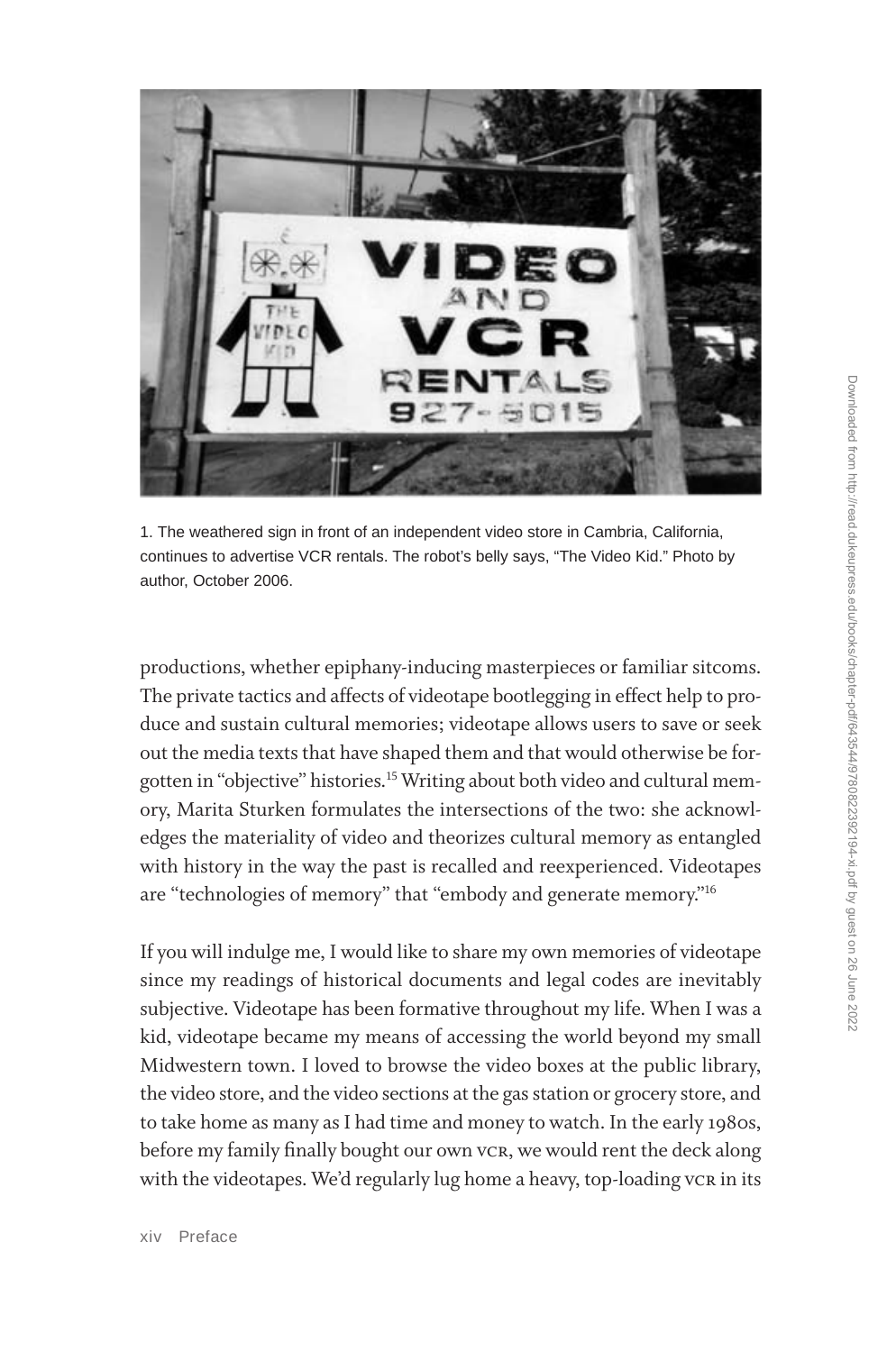1. The weathered sign in front of an independent video store in Cambria, California, continues to advertise VCR rentals. The robot's belly says, "The Video Kid." Photo by author, October 2006.

productions, whether epiphany-inducing masterpieces or familiar sitcoms. The private tactics and affects of videotape bootlegging in effect help to produce and sustain cultural memories; videotape allows users to save or seek out the media texts that have shaped them and that would otherwise be forgotten in "objective" histories.[15] Writing about both video and cultural memory, Marita Sturken formulates the intersections of the two: she acknowledges the materiality of video and theorizes cultural memory as entangled with history in the way the past is recalled and reexperienced. Videotapes are "technologies of memory" that "embody and generate memory."[16]

If you will indulge me, I would like to share my own memories of videotape since my readings of historical documents and legal codes are inevitably subjective. Videotape has been formative throughout my life. When I was a kid, videotape became my means of accessing the world beyond my small Midwestern town. I loved to browse the video boxes at the public library, the video store, and the video sections at the gas station or grocery store, and to take home as many as I had time and money to watch. In the early 1980s, before my family finally bought our own VCR, we would rent the deck along with the videotapes. We'd regularly lug home a heavy, top-loading VCR in its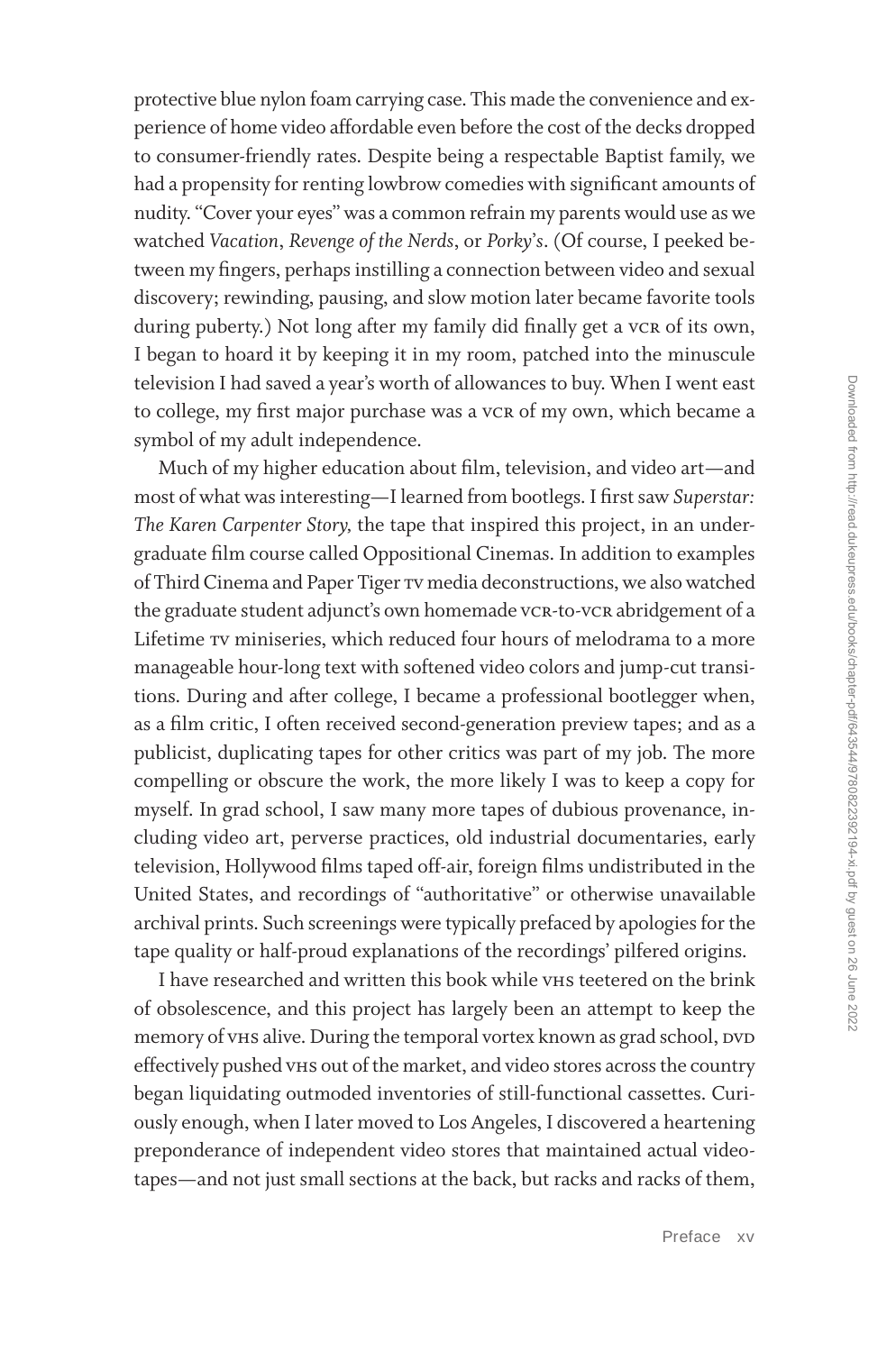protective blue nylon foam carrying case. This made the convenience and experience of home video affordable even before the cost of the decks dropped to consumer-friendly rates. Despite being a respectable Baptist family, we had a propensity for renting lowbrow comedies with significant amounts of nudity. "Cover your eyes" was a common refrain my parents would use as we watched *Vacation*, *Revenge of the Nerds*, or *Porky's*. (Of course, I peeked between my fingers, perhaps instilling a connection between video and sexual discovery; rewinding, pausing, and slow motion later became favorite tools during puberty.) Not long after my family did finally get a VCR of its own, I began to hoard it by keeping it in my room, patched into the minuscule television I had saved a year's worth of allowances to buy. When I went east to college, my first major purchase was a VCR of my own, which became a symbol of my adult independence.

Much of my higher education about film, television, and video art—and most of what was interesting—I learned from bootlegs. I first saw *Superstar: The Karen Carpenter Story,* the tape that inspired this project, in an undergraduate film course called Oppositional Cinemas. In addition to examples of Third Cinema and Paper Tiger TV media deconstructions, we also watched the graduate student adjunct's own homemade VCR-to-VCR abridgement of a Lifetime TV miniseries, which reduced four hours of melodrama to a more manageable hour-long text with softened video colors and jump-cut transitions. During and after college, I became a professional bootlegger when, as a film critic, I often received second-generation preview tapes; and as a publicist, duplicating tapes for other critics was part of my job. The more compelling or obscure the work, the more likely I was to keep a copy for myself. In grad school, I saw many more tapes of dubious provenance, including video art, perverse practices, old industrial documentaries, early television, Hollywood films taped off-air, foreign films undistributed in the United States, and recordings of "authoritative" or otherwise unavailable archival prints. Such screenings were typically prefaced by apologies for the tape quality or half-proud explanations of the recordings' pilfered origins.

I have researched and written this book while VHS teetered on the brink of obsolescence, and this project has largely been an attempt to keep the memory of VHS alive. During the temporal vortex known as grad school, DVD effectively pushed VHS out of the market, and video stores across the country began liquidating outmoded inventories of still-functional cassettes. Curiously enough, when I later moved to Los Angeles, I discovered a heartening preponderance of independent video stores that maintained actual videotapes—and not just small sections at the back, but racks and racks of them,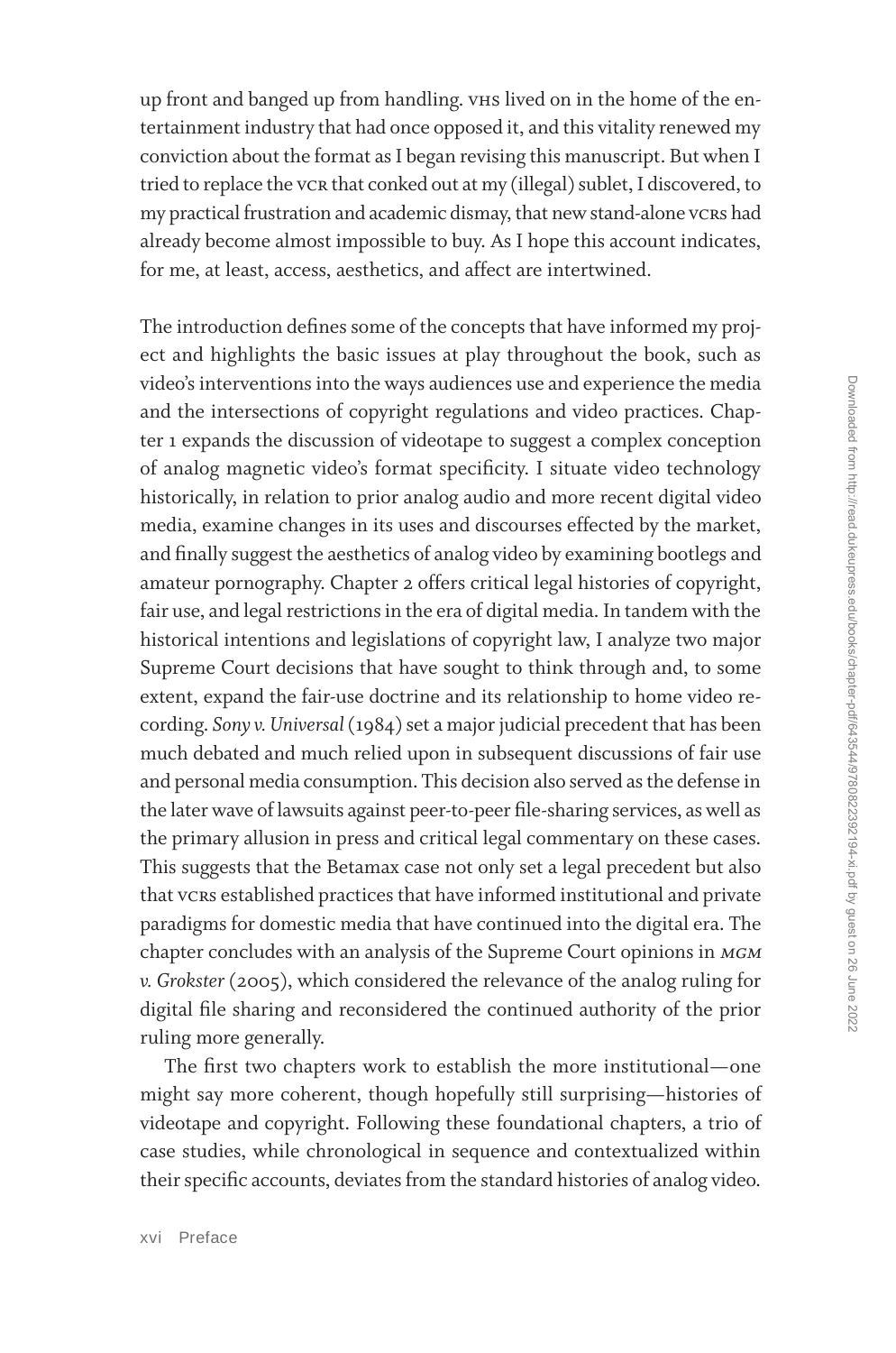up front and banged up from handling. VHS lived on in the home of the entertainment industry that had once opposed it, and this vitality renewed my conviction about the format as I began revising this manuscript. But when I tried to replace the VCR that conked out at my (illegal) sublet, I discovered, to my practical frustration and academic dismay, that new stand-alone VCRs had already become almost impossible to buy. As I hope this account indicates, for me, at least, access, aesthetics, and affect are intertwined.

The introduction defines some of the concepts that have informed my project and highlights the basic issues at play throughout the book, such as video's interventions into the ways audiences use and experience the media and the intersections of copyright regulations and video practices. Chapter 1 expands the discussion of videotape to suggest a complex conception of analog magnetic video's format specificity. I situate video technology historically, in relation to prior analog audio and more recent digital video media, examine changes in its uses and discourses effected by the market, and finally suggest the aesthetics of analog video by examining bootlegs and amateur pornography. Chapter 2 offers critical legal histories of copyright, fair use, and legal restrictions in the era of digital media. In tandem with the historical intentions and legislations of copyright law, I analyze two major Supreme Court decisions that have sought to think through and, to some extent, expand the fair-use doctrine and its relationship to home video recording. *Sony v. Universal* (1984) set a major judicial precedent that has been much debated and much relied upon in subsequent discussions of fair use and personal media consumption. This decision also served as the defense in the later wave of lawsuits against peer-to-peer file-sharing services, as well as the primary allusion in press and critical legal commentary on these cases. This suggests that the Betamax case not only set a legal precedent but also that VCRs established practices that have informed institutional and private paradigms for domestic media that have continued into the digital era. The chapter concludes with an analysis of the Supreme Court opinions in *MGM v. Grokster* (2005), which considered the relevance of the analog ruling for digital file sharing and reconsidered the continued authority of the prior ruling more generally.

The first two chapters work to establish the more institutional—one might say more coherent, though hopefully still surprising—histories of videotape and copyright. Following these foundational chapters, a trio of case studies, while chronological in sequence and contextualized within their specific accounts, deviates from the standard histories of analog video.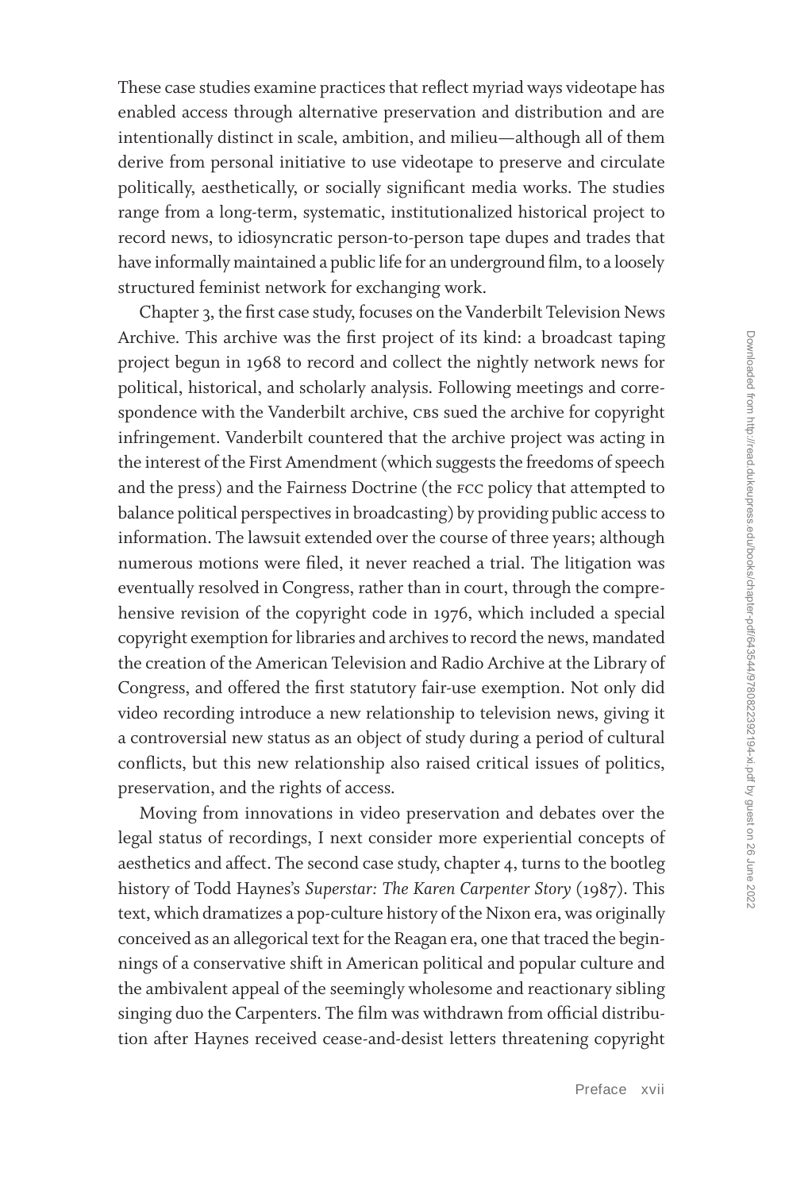These case studies examine practices that reflect myriad ways videotape has enabled access through alternative preservation and distribution and are intentionally distinct in scale, ambition, and milieu—although all of them derive from personal initiative to use videotape to preserve and circulate politically, aesthetically, or socially significant media works. The studies range from a long-term, systematic, institutionalized historical project to record news, to idiosyncratic person-to-person tape dupes and trades that have informally maintained a public life for an underground film, to a loosely structured feminist network for exchanging work.

Chapter 3, the first case study, focuses on the Vanderbilt Television News Archive. This archive was the first project of its kind: a broadcast taping project begun in 1968 to record and collect the nightly network news for political, historical, and scholarly analysis. Following meetings and correspondence with the Vanderbilt archive, CBS sued the archive for copyright infringement. Vanderbilt countered that the archive project was acting in the interest of the First Amendment (which suggests the freedoms of speech and the press) and the Fairness Doctrine (the FCC policy that attempted to balance political perspectives in broadcasting) by providing public access to information. The lawsuit extended over the course of three years; although numerous motions were filed, it never reached a trial. The litigation was eventually resolved in Congress, rather than in court, through the comprehensive revision of the copyright code in 1976, which included a special copyright exemption for libraries and archives to record the news, mandated the creation of the American Television and Radio Archive at the Library of Congress, and offered the first statutory fair-use exemption. Not only did video recording introduce a new relationship to television news, giving it a controversial new status as an object of study during a period of cultural conflicts, but this new relationship also raised critical issues of politics, preservation, and the rights of access.

Moving from innovations in video preservation and debates over the legal status of recordings, I next consider more experiential concepts of aesthetics and affect. The second case study, chapter 4, turns to the bootleg history of Todd Haynes's *Superstar: The Karen Carpenter Story* (1987). This text, which dramatizes a pop-culture history of the Nixon era, was originally conceived as an allegorical text for the Reagan era, one that traced the beginnings of a conservative shift in American political and popular culture and the ambivalent appeal of the seemingly wholesome and reactionary sibling singing duo the Carpenters. The film was withdrawn from official distribution after Haynes received cease-and-desist letters threatening copyright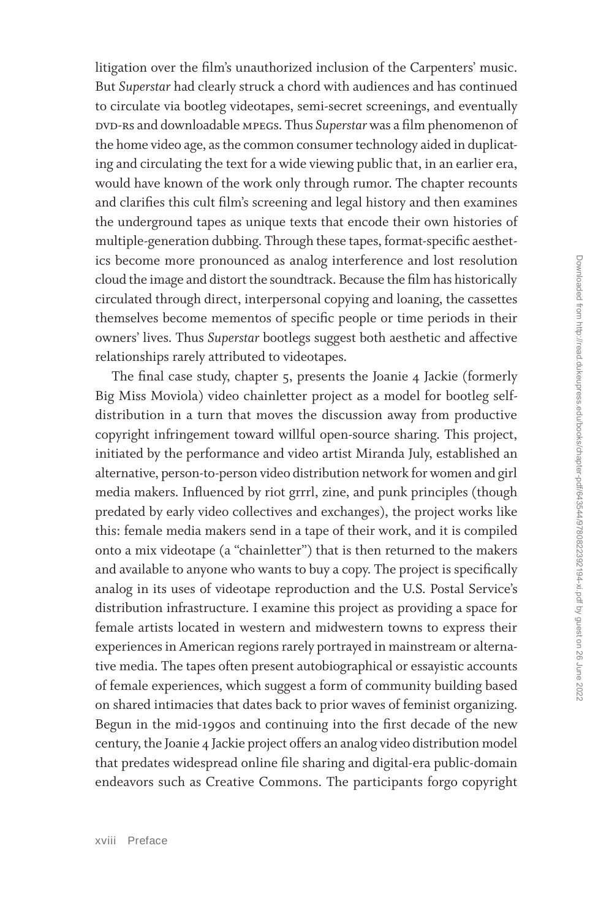litigation over the film's unauthorized inclusion of the Carpenters' music. But *Superstar* had clearly struck a chord with audiences and has continued to circulate via bootleg videotapes, semi-secret screenings, and eventually DVD-Rs and downloadable MPEGs. Thus *Superstar* was a film phenomenon of the home video age, as the common consumer technology aided in duplicating and circulating the text for a wide viewing public that, in an earlier era, would have known of the work only through rumor. The chapter recounts and clarifies this cult film's screening and legal history and then examines the underground tapes as unique texts that encode their own histories of multiple-generation dubbing. Through these tapes, format-specific aesthetics become more pronounced as analog interference and lost resolution cloud the image and distort the soundtrack. Because the film has historically circulated through direct, interpersonal copying and loaning, the cassettes themselves become mementos of specific people or time periods in their owners' lives. Thus *Superstar* bootlegs suggest both aesthetic and affective relationships rarely attributed to videotapes.

The final case study, chapter 5, presents the Joanie 4 Jackie (formerly Big Miss Moviola) video chainletter project as a model for bootleg self-distribution in a turn that moves the discussion away from productive copyright infringement toward willful open-source sharing. This project, initiated by the performance and video artist Miranda July, established an alternative, person-to-person video distribution network for women and girl media makers. Influenced by riot grrrl, zine, and punk principles (though predated by early video collectives and exchanges), the project works like this: female media makers send in a tape of their work, and it is compiled onto a mix videotape (a "chainletter") that is then returned to the makers and available to anyone who wants to buy a copy. The project is specifically analog in its uses of videotape reproduction and the U.S. Postal Service's distribution infrastructure. I examine this project as providing a space for female artists located in western and midwestern towns to express their experiences in American regions rarely portrayed in mainstream or alternative media. The tapes often present autobiographical or essayistic accounts of female experiences, which suggest a form of community building based on shared intimacies that dates back to prior waves of feminist organizing. Begun in the mid-1990s and continuing into the first decade of the new century, the Joanie 4 Jackie project offers an analog video distribution model that predates widespread online file sharing and digital-era public-domain endeavors such as Creative Commons. The participants forgo copyright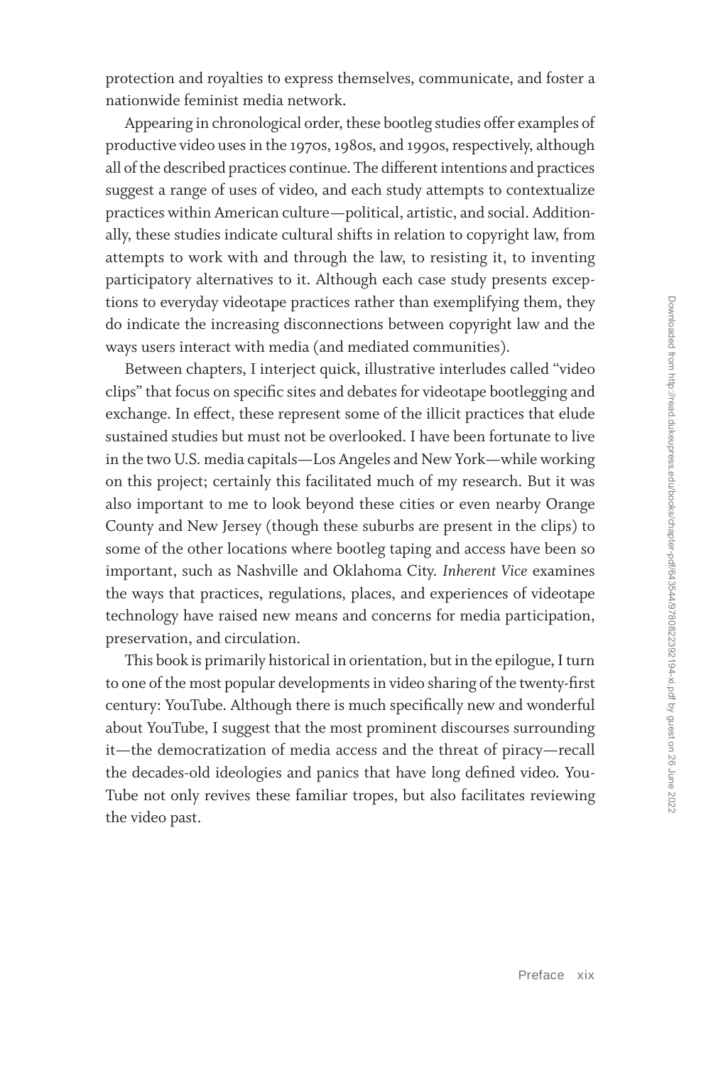protection and royalties to express themselves, communicate, and foster a nationwide feminist media network.

Appearing in chronological order, these bootleg studies offer examples of productive video uses in the 1970s, 1980s, and 1990s, respectively, although all of the described practices continue. The different intentions and practices suggest a range of uses of video, and each study attempts to contextualize practices within American culture—political, artistic, and social. Additionally, these studies indicate cultural shifts in relation to copyright law, from attempts to work with and through the law, to resisting it, to inventing participatory alternatives to it. Although each case study presents exceptions to everyday videotape practices rather than exemplifying them, they do indicate the increasing disconnections between copyright law and the ways users interact with media (and mediated communities).

Between chapters, I interject quick, illustrative interludes called "video clips" that focus on specific sites and debates for videotape bootlegging and exchange. In effect, these represent some of the illicit practices that elude sustained studies but must not be overlooked. I have been fortunate to live in the two U.S. media capitals—Los Angeles and New York—while working on this project; certainly this facilitated much of my research. But it was also important to me to look beyond these cities or even nearby Orange County and New Jersey (though these suburbs are present in the clips) to some of the other locations where bootleg taping and access have been so important, such as Nashville and Oklahoma City. *Inherent Vice* examines the ways that practices, regulations, places, and experiences of videotape technology have raised new means and concerns for media participation, preservation, and circulation.

This book is primarily historical in orientation, but in the epilogue, I turn to one of the most popular developments in video sharing of the twenty-first century: YouTube. Although there is much specifically new and wonderful about YouTube, I suggest that the most prominent discourses surrounding it—the democratization of media access and the threat of piracy—recall the decades-old ideologies and panics that have long defined video. YouTube not only revives these familiar tropes, but also facilitates reviewing the video past.